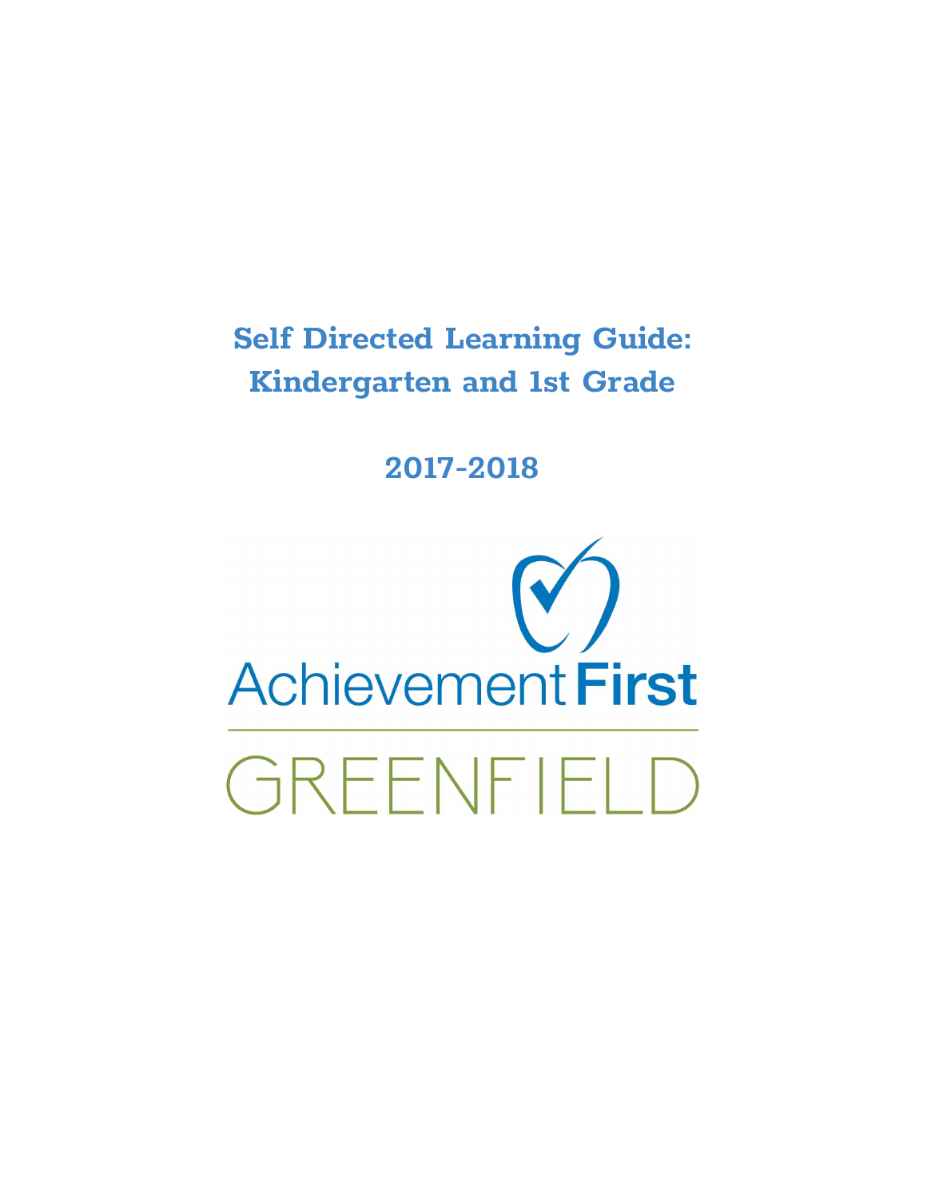# Self Directed Learning Guide: Kindergarten and 1st Grade

## 2017-2018

Achievement First

GREENFIELD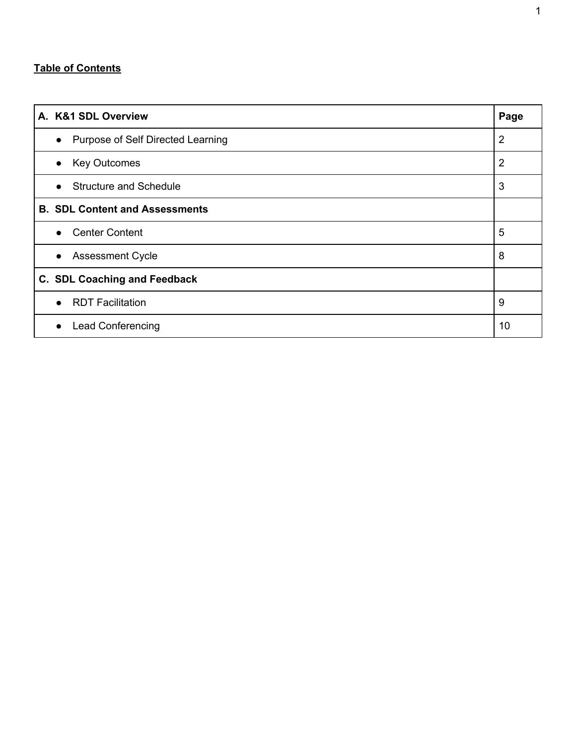**Table of Contents**

| A. K&1 SDL Overview | Page |
|---|---|
| • Purpose of Self Directed Learning | 2 |
| • Key Outcomes | 2 |
| • Structure and Schedule | 3 |
| **B. SDL Content and Assessments** | |
| • Center Content | 5 |
| • Assessment Cycle | 8 |
| **C. SDL Coaching and Feedback** | |
| • RDT Facilitation | 9 |
| • Lead Conferencing | 10 |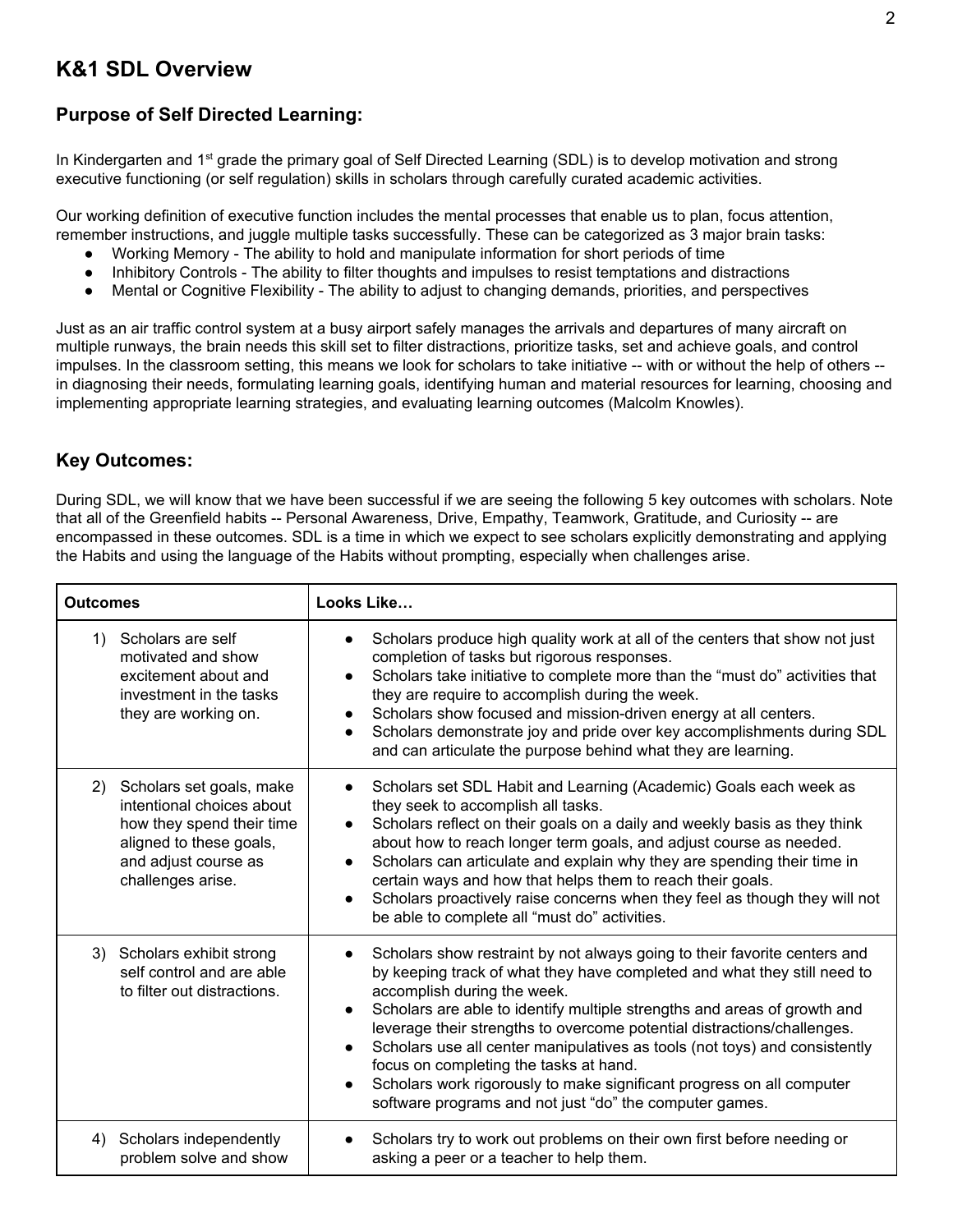# K&1 SDL Overview

## Purpose of Self Directed Learning:

In Kindergarten and 1st grade the primary goal of Self Directed Learning (SDL) is to develop motivation and strong executive functioning (or self regulation) skills in scholars through carefully curated academic activities.

Our working definition of executive function includes the mental processes that enable us to plan, focus attention, remember instructions, and juggle multiple tasks successfully. These can be categorized as 3 major brain tasks:

- Working Memory - The ability to hold and manipulate information for short periods of time
- Inhibitory Controls - The ability to filter thoughts and impulses to resist temptations and distractions
- Mental or Cognitive Flexibility - The ability to adjust to changing demands, priorities, and perspectives

Just as an air traffic control system at a busy airport safely manages the arrivals and departures of many aircraft on multiple runways, the brain needs this skill set to filter distractions, prioritize tasks, set and achieve goals, and control impulses. In the classroom setting, this means we look for scholars to take initiative -- with or without the help of others -- in diagnosing their needs, formulating learning goals, identifying human and material resources for learning, choosing and implementing appropriate learning strategies, and evaluating learning outcomes (Malcolm Knowles).

## Key Outcomes:

During SDL, we will know that we have been successful if we are seeing the following 5 key outcomes with scholars. Note that all of the Greenfield habits -- Personal Awareness, Drive, Empathy, Teamwork, Gratitude, and Curiosity -- are encompassed in these outcomes. SDL is a time in which we expect to see scholars explicitly demonstrating and applying the Habits and using the language of the Habits without prompting, especially when challenges arise.

| Outcomes | Looks Like… |
|---|---|
| 1) Scholars are self motivated and show excitement about and investment in the tasks they are working on. | • Scholars produce high quality work at all of the centers that show not just completion of tasks but rigorous responses.<br>• Scholars take initiative to complete more than the "must do" activities that they are require to accomplish during the week.<br>• Scholars show focused and mission-driven energy at all centers.<br>• Scholars demonstrate joy and pride over key accomplishments during SDL and can articulate the purpose behind what they are learning. |
| 2) Scholars set goals, make intentional choices about how they spend their time aligned to these goals, and adjust course as challenges arise. | • Scholars set SDL Habit and Learning (Academic) Goals each week as they seek to accomplish all tasks.<br>• Scholars reflect on their goals on a daily and weekly basis as they think about how to reach longer term goals, and adjust course as needed.<br>• Scholars can articulate and explain why they are spending their time in certain ways and how that helps them to reach their goals.<br>• Scholars proactively raise concerns when they feel as though they will not be able to complete all "must do" activities. |
| 3) Scholars exhibit strong self control and are able to filter out distractions. | • Scholars show restraint by not always going to their favorite centers and by keeping track of what they have completed and what they still need to accomplish during the week.<br>• Scholars are able to identify multiple strengths and areas of growth and leverage their strengths to overcome potential distractions/challenges.<br>• Scholars use all center manipulatives as tools (not toys) and consistently focus on completing the tasks at hand.<br>• Scholars work rigorously to make significant progress on all computer software programs and not just "do" the computer games. |
| 4) Scholars independently problem solve and show | • Scholars try to work out problems on their own first before needing or asking a peer or a teacher to help them. |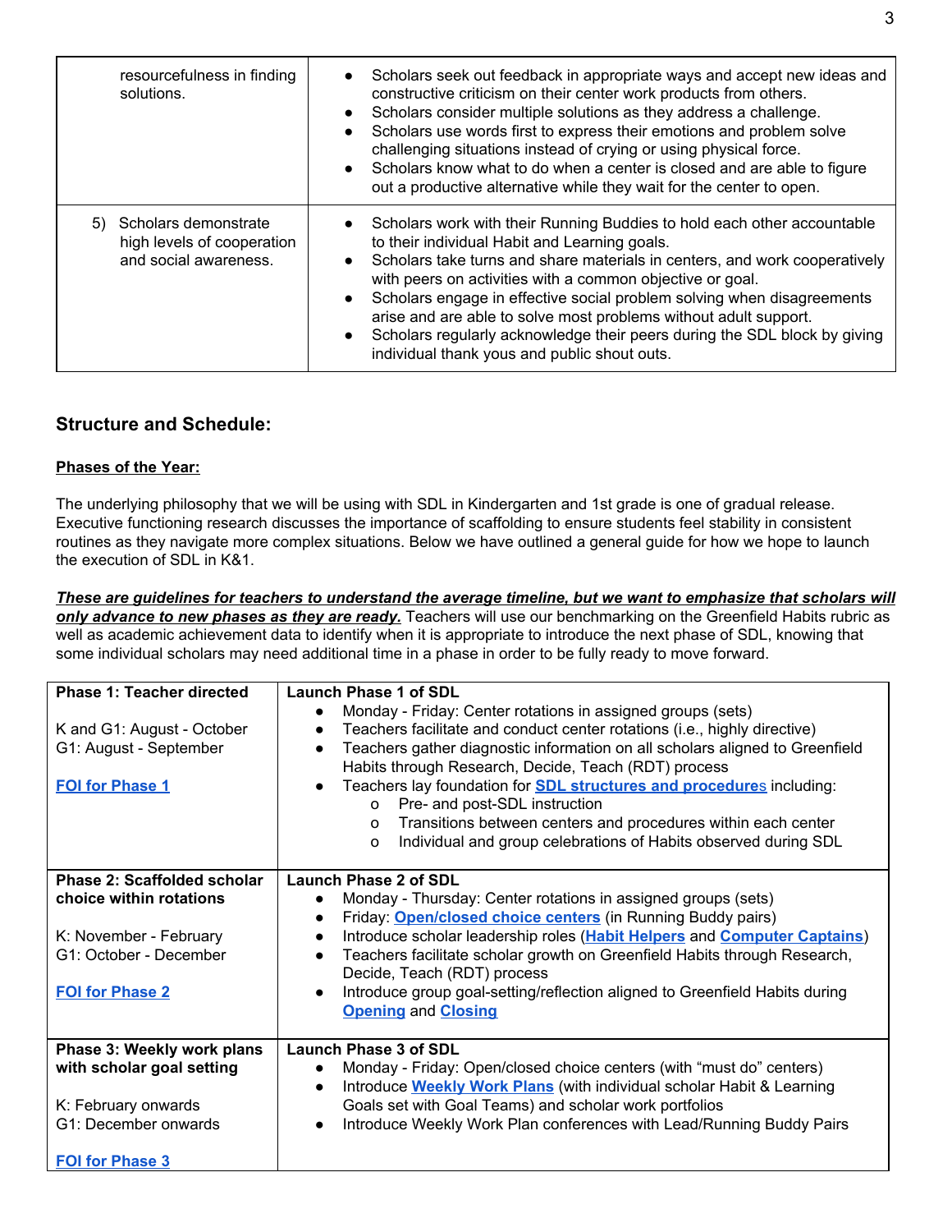| | |
|---|---|
| resourcefulness in finding solutions. | • Scholars seek out feedback in appropriate ways and accept new ideas and constructive criticism on their center work products from others.<br>• Scholars consider multiple solutions as they address a challenge.<br>• Scholars use words first to express their emotions and problem solve challenging situations instead of crying or using physical force.<br>• Scholars know what to do when a center is closed and are able to figure out a productive alternative while they wait for the center to open. |
| 5) Scholars demonstrate high levels of cooperation and social awareness. | • Scholars work with their Running Buddies to hold each other accountable to their individual Habit and Learning goals.<br>• Scholars take turns and share materials in centers, and work cooperatively with peers on activities with a common objective or goal.<br>• Scholars engage in effective social problem solving when disagreements arise and are able to solve most problems without adult support.<br>• Scholars regularly acknowledge their peers during the SDL block by giving individual thank yous and public shout outs. |

## Structure and Schedule:

**Phases of the Year:**

The underlying philosophy that we will be using with SDL in Kindergarten and 1st grade is one of gradual release. Executive functioning research discusses the importance of scaffolding to ensure students feel stability in consistent routines as they navigate more complex situations. Below we have outlined a general guide for how we hope to launch the execution of SDL in K&1.

***These are guidelines for teachers to understand the average timeline, but we want to emphasize that scholars will only advance to new phases as they are ready.*** Teachers will use our benchmarking on the Greenfield Habits rubric as well as academic achievement data to identify when it is appropriate to introduce the next phase of SDL, knowing that some individual scholars may need additional time in a phase in order to be fully ready to move forward.

| | |
|---|---|
| **Phase 1: Teacher directed**<br><br>K and G1: August - October<br>G1: August - September<br><br>**FOI for Phase 1** | **Launch Phase 1 of SDL**<br>• Monday - Friday: Center rotations in assigned groups (sets)<br>• Teachers facilitate and conduct center rotations (i.e., highly directive)<br>• Teachers gather diagnostic information on all scholars aligned to Greenfield Habits through Research, Decide, Teach (RDT) process<br>• Teachers lay foundation for **SDL structures and procedures** including:<br>  o Pre- and post-SDL instruction<br>  o Transitions between centers and procedures within each center<br>  o Individual and group celebrations of Habits observed during SDL |
| **Phase 2: Scaffolded scholar choice within rotations**<br><br>K: November - February<br>G1: October - December<br><br>**FOI for Phase 2** | **Launch Phase 2 of SDL**<br>• Monday - Thursday: Center rotations in assigned groups (sets)<br>• Friday: **Open/closed choice centers** (in Running Buddy pairs)<br>• Introduce scholar leadership roles (**Habit Helpers** and **Computer Captains**)<br>• Teachers facilitate scholar growth on Greenfield Habits through Research, Decide, Teach (RDT) process<br>• Introduce group goal-setting/reflection aligned to Greenfield Habits during **Opening** and **Closing** |
| **Phase 3: Weekly work plans with scholar goal setting**<br><br>K: February onwards<br>G1: December onwards<br><br>**FOI for Phase 3** | **Launch Phase 3 of SDL**<br>• Monday - Friday: Open/closed choice centers (with "must do" centers)<br>• Introduce **Weekly Work Plans** (with individual scholar Habit & Learning Goals set with Goal Teams) and scholar work portfolios<br>• Introduce Weekly Work Plan conferences with Lead/Running Buddy Pairs |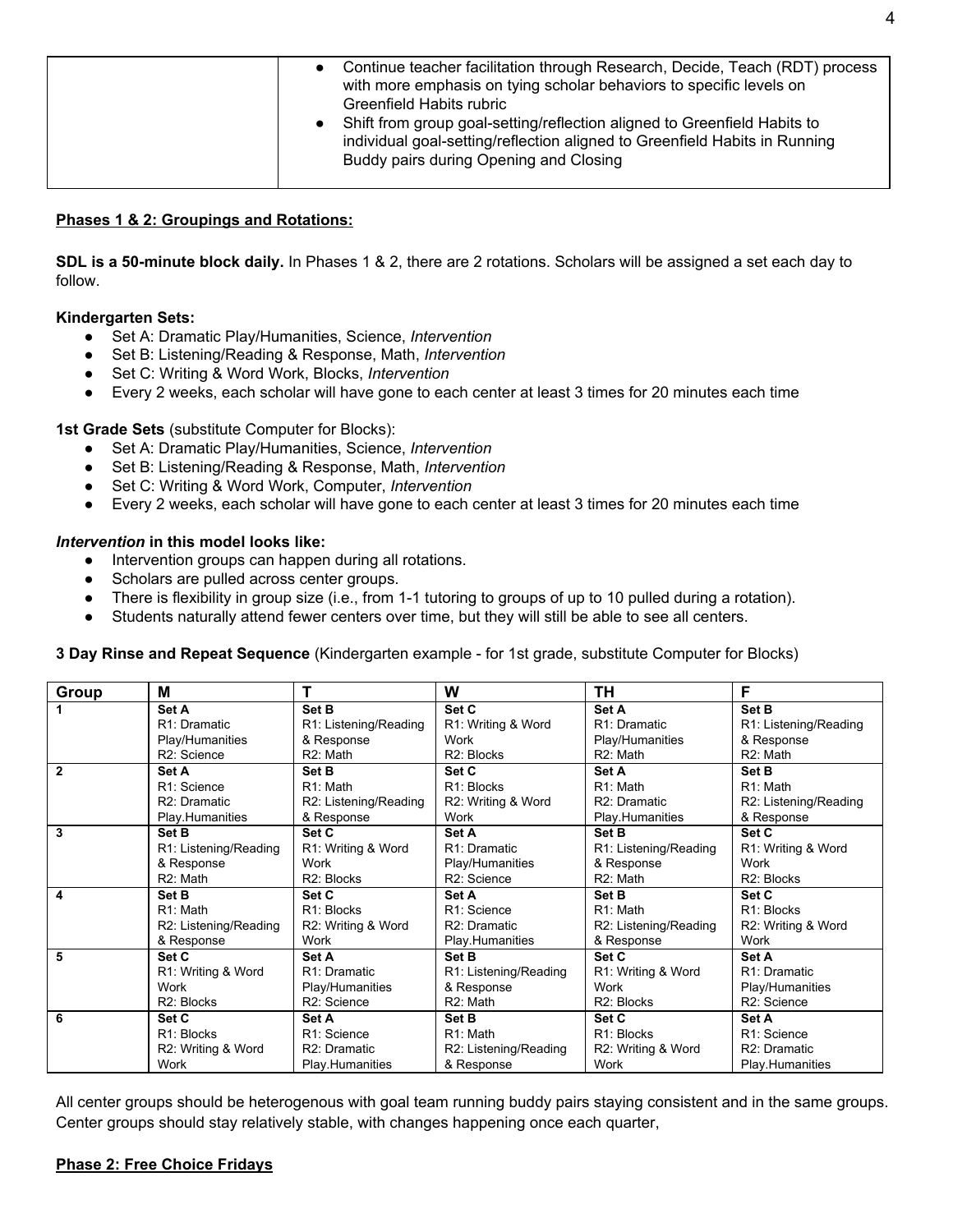| | |
|---|---|
| | <ul><li>Continue teacher facilitation through Research, Decide, Teach (RDT) process with more emphasis on tying scholar behaviors to specific levels on Greenfield Habits rubric</li><li>Shift from group goal-setting/reflection aligned to Greenfield Habits to individual goal-setting/reflection aligned to Greenfield Habits in Running Buddy pairs during Opening and Closing</li></ul> |

**Phases 1 & 2: Groupings and Rotations:**

**SDL is a 50-minute block daily.** In Phases 1 & 2, there are 2 rotations. Scholars will be assigned a set each day to follow.

**Kindergarten Sets:**

- Set A: Dramatic Play/Humanities, Science, *Intervention*
- Set B: Listening/Reading & Response, Math, *Intervention*
- Set C: Writing & Word Work, Blocks, *Intervention*
- Every 2 weeks, each scholar will have gone to each center at least 3 times for 20 minutes each time

**1st Grade Sets** (substitute Computer for Blocks):

- Set A: Dramatic Play/Humanities, Science, *Intervention*
- Set B: Listening/Reading & Response, Math, *Intervention*
- Set C: Writing & Word Work, Computer, *Intervention*
- Every 2 weeks, each scholar will have gone to each center at least 3 times for 20 minutes each time

***Intervention* in this model looks like:**

- Intervention groups can happen during all rotations.
- Scholars are pulled across center groups.
- There is flexibility in group size (i.e., from 1-1 tutoring to groups of up to 10 pulled during a rotation).
- Students naturally attend fewer centers over time, but they will still be able to see all centers.

**3 Day Rinse and Repeat Sequence** (Kindergarten example - for 1st grade, substitute Computer for Blocks)

| Group | M | T | W | TH | F |
|---|---|---|---|---|---|
| **1** | **Set A**<br>R1: Dramatic Play/Humanities<br>R2: Science | **Set B**<br>R1: Listening/Reading & Response<br>R2: Math | **Set C**<br>R1: Writing & Word Work<br>R2: Blocks | **Set A**<br>R1: Dramatic Play/Humanities<br>R2: Math | **Set B**<br>R1: Listening/Reading & Response<br>R2: Math |
| **2** | **Set A**<br>R1: Science<br>R2: Dramatic Play.Humanities | **Set B**<br>R1: Math<br>R2: Listening/Reading & Response | **Set C**<br>R1: Blocks<br>R2: Writing & Word Work | **Set A**<br>R1: Math<br>R2: Dramatic Play.Humanities | **Set B**<br>R1: Math<br>R2: Listening/Reading & Response |
| **3** | **Set B**<br>R1: Listening/Reading & Response<br>R2: Math | **Set C**<br>R1: Writing & Word Work<br>R2: Blocks | **Set A**<br>R1: Dramatic Play/Humanities<br>R2: Science | **Set B**<br>R1: Listening/Reading & Response<br>R2: Math | **Set C**<br>R1: Writing & Word Work<br>R2: Blocks |
| **4** | **Set B**<br>R1: Math<br>R2: Listening/Reading & Response | **Set C**<br>R1: Blocks<br>R2: Writing & Word Work | **Set A**<br>R1: Science<br>R2: Dramatic Play.Humanities | **Set B**<br>R1: Math<br>R2: Listening/Reading & Response | **Set C**<br>R1: Blocks<br>R2: Writing & Word Work |
| **5** | **Set C**<br>R1: Writing & Word Work<br>R2: Blocks | **Set A**<br>R1: Dramatic Play/Humanities<br>R2: Science | **Set B**<br>R1: Listening/Reading & Response<br>R2: Math | **Set C**<br>R1: Writing & Word Work<br>R2: Blocks | **Set A**<br>R1: Dramatic Play/Humanities<br>R2: Science |
| **6** | **Set C**<br>R1: Blocks<br>R2: Writing & Word Work | **Set A**<br>R1: Science<br>R2: Dramatic Play.Humanities | **Set B**<br>R1: Math<br>R2: Listening/Reading & Response | **Set C**<br>R1: Blocks<br>R2: Writing & Word Work | **Set A**<br>R1: Science<br>R2: Dramatic Play.Humanities |

All center groups should be heterogenous with goal team running buddy pairs staying consistent and in the same groups. Center groups should stay relatively stable, with changes happening once each quarter,

**Phase 2: Free Choice Fridays**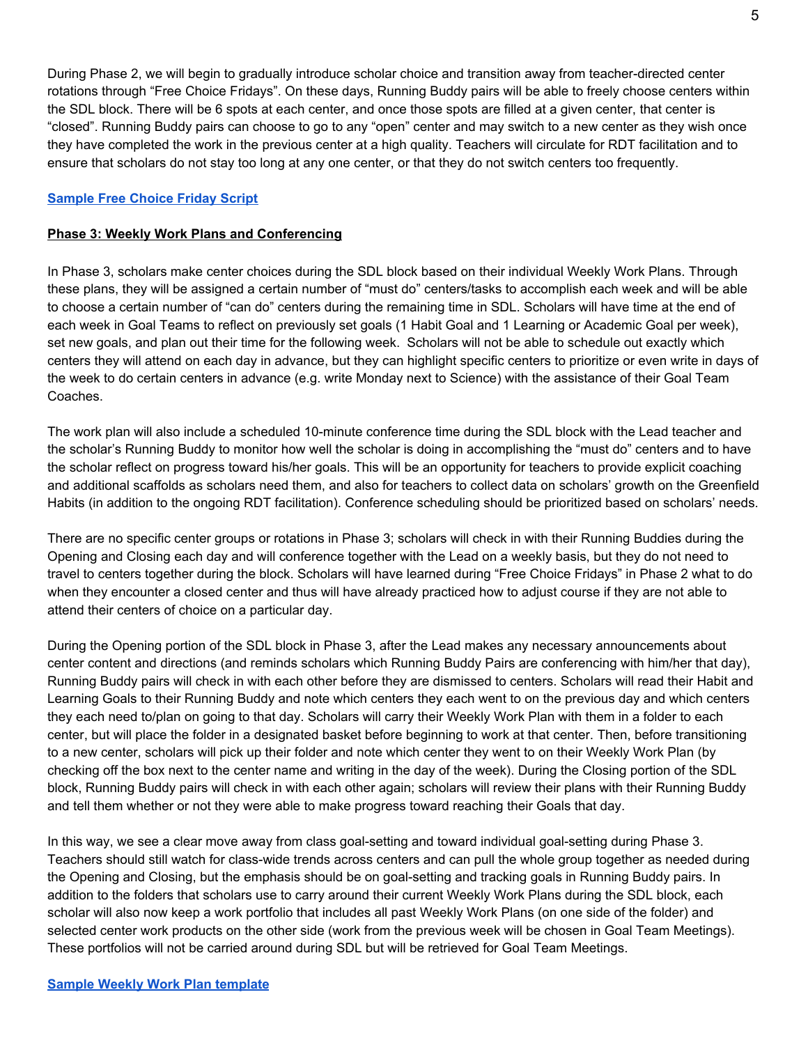During Phase 2, we will begin to gradually introduce scholar choice and transition away from teacher-directed center rotations through "Free Choice Fridays". On these days, Running Buddy pairs will be able to freely choose centers within the SDL block. There will be 6 spots at each center, and once those spots are filled at a given center, that center is "closed". Running Buddy pairs can choose to go to any "open" center and may switch to a new center as they wish once they have completed the work in the previous center at a high quality. Teachers will circulate for RDT facilitation and to ensure that scholars do not stay too long at any one center, or that they do not switch centers too frequently.

**Sample Free Choice Friday Script**

**Phase 3: Weekly Work Plans and Conferencing**

In Phase 3, scholars make center choices during the SDL block based on their individual Weekly Work Plans. Through these plans, they will be assigned a certain number of "must do" centers/tasks to accomplish each week and will be able to choose a certain number of "can do" centers during the remaining time in SDL. Scholars will have time at the end of each week in Goal Teams to reflect on previously set goals (1 Habit Goal and 1 Learning or Academic Goal per week), set new goals, and plan out their time for the following week. Scholars will not be able to schedule out exactly which centers they will attend on each day in advance, but they can highlight specific centers to prioritize or even write in days of the week to do certain centers in advance (e.g. write Monday next to Science) with the assistance of their Goal Team Coaches.

The work plan will also include a scheduled 10-minute conference time during the SDL block with the Lead teacher and the scholar's Running Buddy to monitor how well the scholar is doing in accomplishing the "must do" centers and to have the scholar reflect on progress toward his/her goals. This will be an opportunity for teachers to provide explicit coaching and additional scaffolds as scholars need them, and also for teachers to collect data on scholars' growth on the Greenfield Habits (in addition to the ongoing RDT facilitation). Conference scheduling should be prioritized based on scholars' needs.

There are no specific center groups or rotations in Phase 3; scholars will check in with their Running Buddies during the Opening and Closing each day and will conference together with the Lead on a weekly basis, but they do not need to travel to centers together during the block. Scholars will have learned during "Free Choice Fridays" in Phase 2 what to do when they encounter a closed center and thus will have already practiced how to adjust course if they are not able to attend their centers of choice on a particular day.

During the Opening portion of the SDL block in Phase 3, after the Lead makes any necessary announcements about center content and directions (and reminds scholars which Running Buddy Pairs are conferencing with him/her that day), Running Buddy pairs will check in with each other before they are dismissed to centers. Scholars will read their Habit and Learning Goals to their Running Buddy and note which centers they each went to on the previous day and which centers they each need to/plan on going to that day. Scholars will carry their Weekly Work Plan with them in a folder to each center, but will place the folder in a designated basket before beginning to work at that center. Then, before transitioning to a new center, scholars will pick up their folder and note which center they went to on their Weekly Work Plan (by checking off the box next to the center name and writing in the day of the week). During the Closing portion of the SDL block, Running Buddy pairs will check in with each other again; scholars will review their plans with their Running Buddy and tell them whether or not they were able to make progress toward reaching their Goals that day.

In this way, we see a clear move away from class goal-setting and toward individual goal-setting during Phase 3. Teachers should still watch for class-wide trends across centers and can pull the whole group together as needed during the Opening and Closing, but the emphasis should be on goal-setting and tracking goals in Running Buddy pairs. In addition to the folders that scholars use to carry around their current Weekly Work Plans during the SDL block, each scholar will also now keep a work portfolio that includes all past Weekly Work Plans (on one side of the folder) and selected center work products on the other side (work from the previous week will be chosen in Goal Team Meetings). These portfolios will not be carried around during SDL but will be retrieved for Goal Team Meetings.

**Sample Weekly Work Plan template**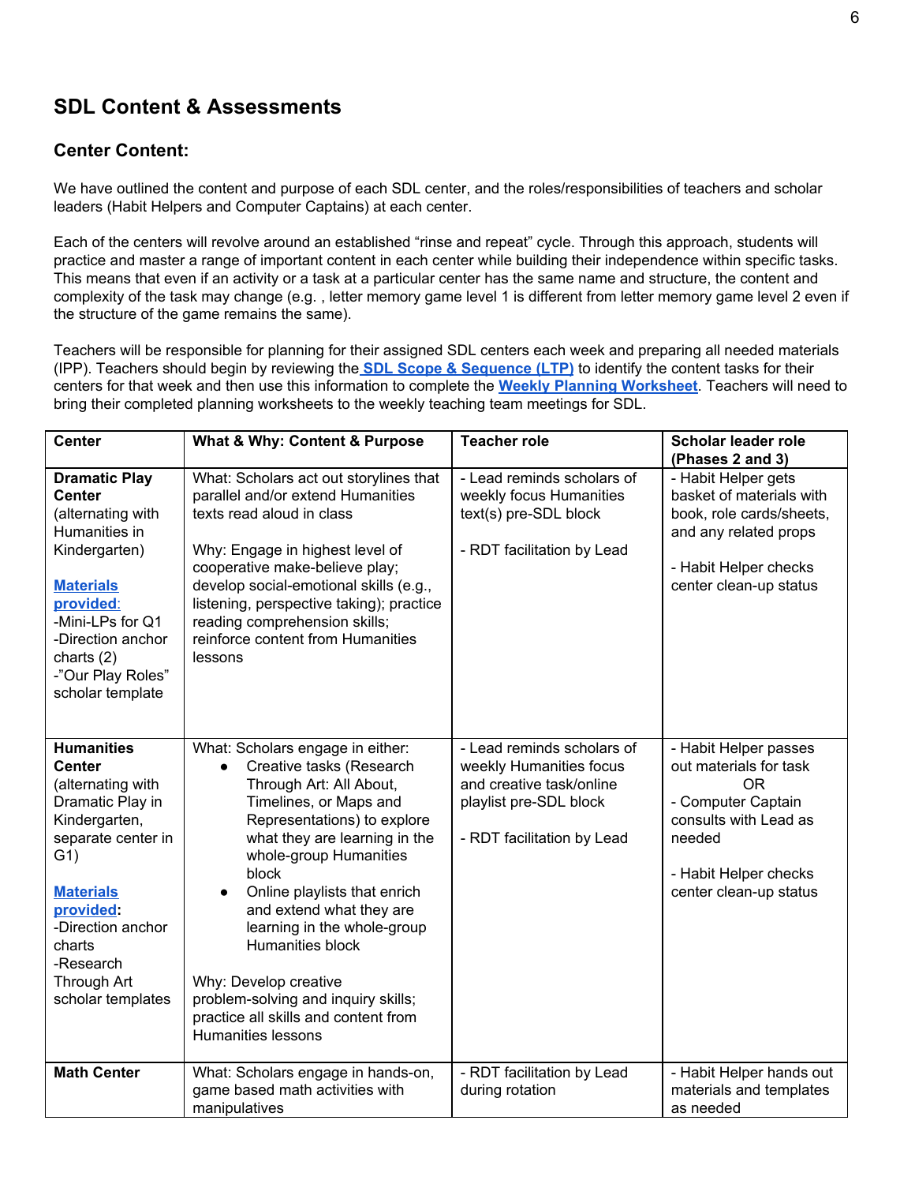## SDL Content & Assessments

### Center Content:

We have outlined the content and purpose of each SDL center, and the roles/responsibilities of teachers and scholar leaders (Habit Helpers and Computer Captains) at each center.

Each of the centers will revolve around an established "rinse and repeat" cycle. Through this approach, students will practice and master a range of important content in each center while building their independence within specific tasks. This means that even if an activity or a task at a particular center has the same name and structure, the content and complexity of the task may change (e.g. , letter memory game level 1 is different from letter memory game level 2 even if the structure of the game remains the same).

Teachers will be responsible for planning for their assigned SDL centers each week and preparing all needed materials (IPP). Teachers should begin by reviewing the **SDL Scope & Sequence (LTP)** to identify the content tasks for their centers for that week and then use this information to complete the **Weekly Planning Worksheet**. Teachers will need to bring their completed planning worksheets to the weekly teaching team meetings for SDL.

| Center | What & Why: Content & Purpose | Teacher role | Scholar leader role (Phases 2 and 3) |
|---|---|---|---|
| **Dramatic Play Center** (alternating with Humanities in Kindergarten)<br><br>**Materials provided**:<br>-Mini-LPs for Q1<br>-Direction anchor charts (2)<br>-"Our Play Roles" scholar template | What: Scholars act out storylines that parallel and/or extend Humanities texts read aloud in class<br><br>Why: Engage in highest level of cooperative make-believe play; develop social-emotional skills (e.g., listening, perspective taking); practice reading comprehension skills; reinforce content from Humanities lessons | - Lead reminds scholars of weekly focus Humanities text(s) pre-SDL block<br><br>- RDT facilitation by Lead | - Habit Helper gets basket of materials with book, role cards/sheets, and any related props<br><br>- Habit Helper checks center clean-up status |
| **Humanities Center** (alternating with Dramatic Play in Kindergarten, separate center in G1)<br><br>**Materials provided**:<br>-Direction anchor charts<br>-Research Through Art scholar templates | What: Scholars engage in either:<br>• Creative tasks (Research Through Art: All About, Timelines, or Maps and Representations) to explore what they are learning in the whole-group Humanities block<br>• Online playlists that enrich and extend what they are learning in the whole-group Humanities block<br><br>Why: Develop creative problem-solving and inquiry skills; practice all skills and content from Humanities lessons | - Lead reminds scholars of weekly Humanities focus and creative task/online playlist pre-SDL block<br><br>- RDT facilitation by Lead | - Habit Helper passes out materials for task<br>OR<br>- Computer Captain consults with Lead as needed<br><br>- Habit Helper checks center clean-up status |
| **Math Center** | What: Scholars engage in hands-on, game based math activities with manipulatives | - RDT facilitation by Lead during rotation | - Habit Helper hands out materials and templates as needed |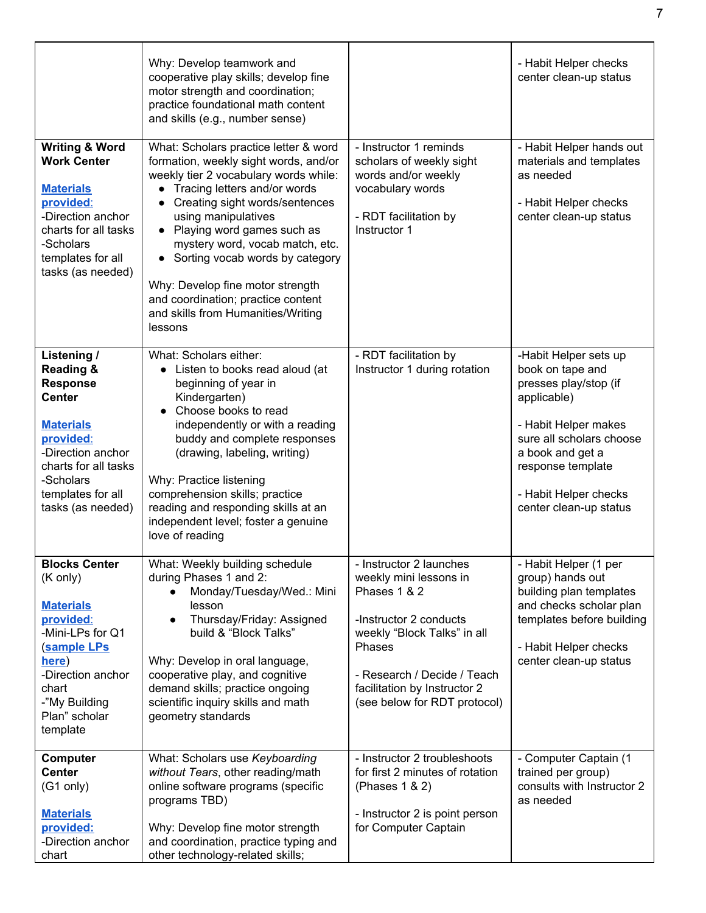| | | | |
|---|---|---|---|
| | Why: Develop teamwork and cooperative play skills; develop fine motor strength and coordination; practice foundational math content and skills (e.g., number sense) | | - Habit Helper checks center clean-up status |
| **Writing & Word Work Center**<br><br>**Materials provided:**<br>-Direction anchor charts for all tasks<br>-Scholars templates for all tasks (as needed) | What: Scholars practice letter & word formation, weekly sight words, and/or weekly tier 2 vocabulary words while:<br>• Tracing letters and/or words<br>• Creating sight words/sentences using manipulatives<br>• Playing word games such as mystery word, vocab match, etc.<br>• Sorting vocab words by category<br><br>Why: Develop fine motor strength and coordination; practice content and skills from Humanities/Writing lessons | - Instructor 1 reminds scholars of weekly sight words and/or weekly vocabulary words<br><br>- RDT facilitation by Instructor 1 | - Habit Helper hands out materials and templates as needed<br><br>- Habit Helper checks center clean-up status |
| **Listening / Reading & Response Center**<br><br>**Materials provided:**<br>-Direction anchor charts for all tasks<br>-Scholars templates for all tasks (as needed) | What: Scholars either:<br>• Listen to books read aloud (at beginning of year in Kindergarten)<br>• Choose books to read independently or with a reading buddy and complete responses (drawing, labeling, writing)<br><br>Why: Practice listening comprehension skills; practice reading and responding skills at an independent level; foster a genuine love of reading | - RDT facilitation by Instructor 1 during rotation | -Habit Helper sets up book on tape and presses play/stop (if applicable)<br><br>- Habit Helper makes sure all scholars choose a book and get a response template<br><br>- Habit Helper checks center clean-up status |
| **Blocks Center** (K only)<br><br>**Materials provided:**<br>-Mini-LPs for Q1 (sample LPs here)<br>-Direction anchor chart<br>-"My Building Plan" scholar template | What: Weekly building schedule during Phases 1 and 2:<br>• Monday/Tuesday/Wed.: Mini lesson<br>• Thursday/Friday: Assigned build & "Block Talks"<br><br>Why: Develop in oral language, cooperative play, and cognitive demand skills; practice ongoing scientific inquiry skills and math geometry standards | - Instructor 2 launches weekly mini lessons in Phases 1 & 2<br><br>-Instructor 2 conducts weekly "Block Talks" in all Phases<br><br>- Research / Decide / Teach facilitation by Instructor 2 (see below for RDT protocol) | - Habit Helper (1 per group) hands out building plan templates and checks scholar plan templates before building<br><br>- Habit Helper checks center clean-up status |
| **Computer Center** (G1 only)<br><br>**Materials provided:**<br>-Direction anchor chart | What: Scholars use *Keyboarding without Tears*, other reading/math online software programs (specific programs TBD)<br><br>Why: Develop fine motor strength and coordination, practice typing and other technology-related skills; | - Instructor 2 troubleshoots for first 2 minutes of rotation (Phases 1 & 2)<br><br>- Instructor 2 is point person for Computer Captain | - Computer Captain (1 trained per group) consults with Instructor 2 as needed |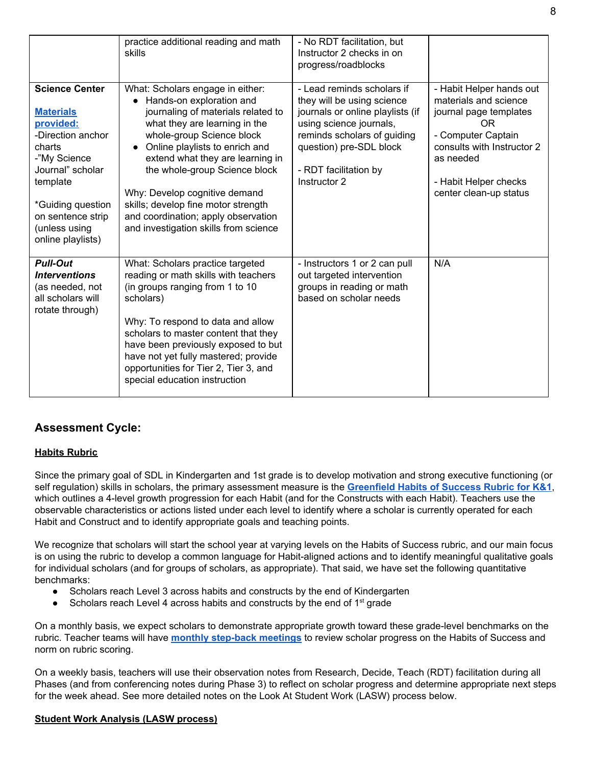| | | | |
|---|---|---|---|
| | practice additional reading and math skills | - No RDT facilitation, but Instructor 2 checks in on progress/roadblocks | |
| **Science Center**<br><br>**Materials provided:**<br>-Direction anchor charts<br>-"My Science Journal" scholar template<br><br>*Guiding question on sentence strip (unless using online playlists) | What: Scholars engage in either:<br>• Hands-on exploration and journaling of materials related to what they are learning in the whole-group Science block<br>• Online playlists to enrich and extend what they are learning in the whole-group Science block<br><br>Why: Develop cognitive demand skills; develop fine motor strength and coordination; apply observation and investigation skills from science | - Lead reminds scholars if they will be using science journals or online playlists (if using science journals, reminds scholars of guiding question) pre-SDL block<br><br>- RDT facilitation by Instructor 2 | - Habit Helper hands out materials and science journal page templates<br>OR<br>- Computer Captain consults with Instructor 2 as needed<br><br>- Habit Helper checks center clean-up status |
| ***Pull-Out Interventions***<br>(as needed, not all scholars will rotate through) | What: Scholars practice targeted reading or math skills with teachers (in groups ranging from 1 to 10 scholars)<br><br>Why: To respond to data and allow scholars to master content that they have been previously exposed to but have not yet fully mastered; provide opportunities for Tier 2, Tier 3, and special education instruction | - Instructors 1 or 2 can pull out targeted intervention groups in reading or math based on scholar needs | N/A |

## Assessment Cycle:

**Habits Rubric**

Since the primary goal of SDL in Kindergarten and 1st grade is to develop motivation and strong executive functioning (or self regulation) skills in scholars, the primary assessment measure is the **Greenfield Habits of Success Rubric for K&1**, which outlines a 4-level growth progression for each Habit (and for the Constructs with each Habit). Teachers use the observable characteristics or actions listed under each level to identify where a scholar is currently operated for each Habit and Construct and to identify appropriate goals and teaching points.

We recognize that scholars will start the school year at varying levels on the Habits of Success rubric, and our main focus is on using the rubric to develop a common language for Habit-aligned actions and to identify meaningful qualitative goals for individual scholars (and for groups of scholars, as appropriate). That said, we have set the following quantitative benchmarks:

- Scholars reach Level 3 across habits and constructs by the end of Kindergarten
- Scholars reach Level 4 across habits and constructs by the end of 1st grade

On a monthly basis, we expect scholars to demonstrate appropriate growth toward these grade-level benchmarks on the rubric. Teacher teams will have **monthly step-back meetings** to review scholar progress on the Habits of Success and norm on rubric scoring.

On a weekly basis, teachers will use their observation notes from Research, Decide, Teach (RDT) facilitation during all Phases (and from conferencing notes during Phase 3) to reflect on scholar progress and determine appropriate next steps for the week ahead. See more detailed notes on the Look At Student Work (LASW) process below.

**Student Work Analysis (LASW process)**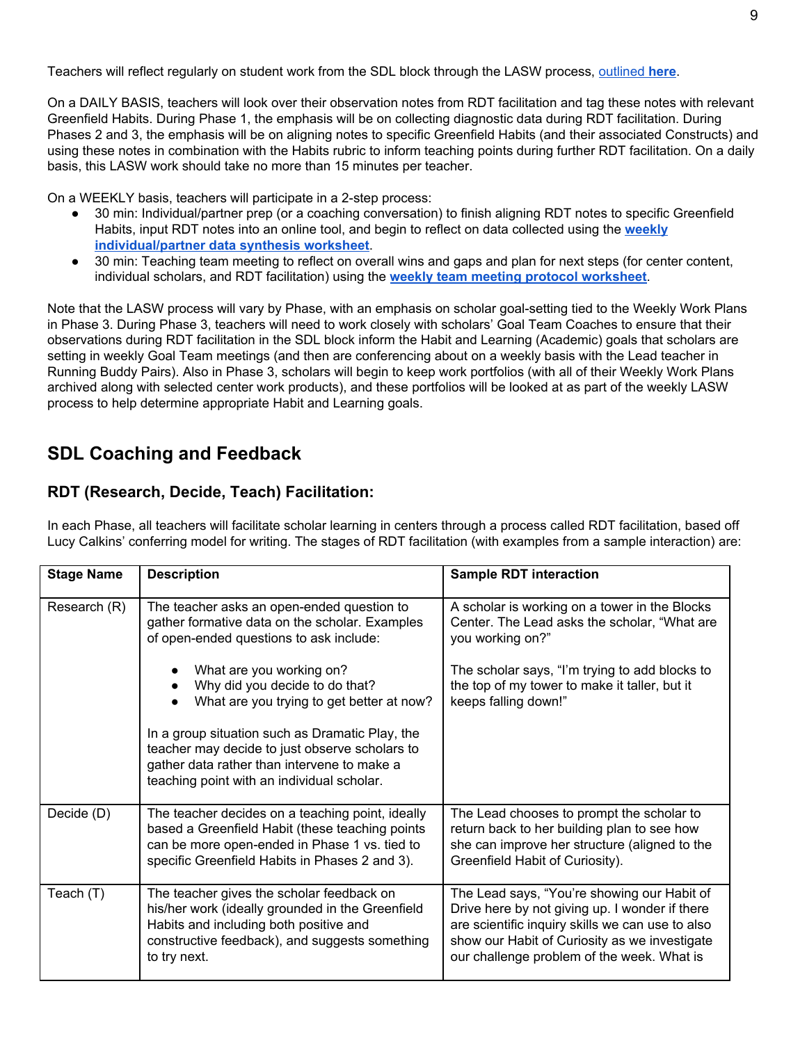Teachers will reflect regularly on student work from the SDL block through the LASW process, [outlined **here**](#).

On a DAILY BASIS, teachers will look over their observation notes from RDT facilitation and tag these notes with relevant Greenfield Habits. During Phase 1, the emphasis will be on collecting diagnostic data during RDT facilitation. During Phases 2 and 3, the emphasis will be on aligning notes to specific Greenfield Habits (and their associated Constructs) and using these notes in combination with the Habits rubric to inform teaching points during further RDT facilitation. On a daily basis, this LASW work should take no more than 15 minutes per teacher.

On a WEEKLY basis, teachers will participate in a 2-step process:

- 30 min: Individual/partner prep (or a coaching conversation) to finish aligning RDT notes to specific Greenfield Habits, input RDT notes into an online tool, and begin to reflect on data collected using the **weekly individual/partner data synthesis worksheet**.
- 30 min: Teaching team meeting to reflect on overall wins and gaps and plan for next steps (for center content, individual scholars, and RDT facilitation) using the **weekly team meeting protocol worksheet**.

Note that the LASW process will vary by Phase, with an emphasis on scholar goal-setting tied to the Weekly Work Plans in Phase 3. During Phase 3, teachers will need to work closely with scholars' Goal Team Coaches to ensure that their observations during RDT facilitation in the SDL block inform the Habit and Learning (Academic) goals that scholars are setting in weekly Goal Team meetings (and then are conferencing about on a weekly basis with the Lead teacher in Running Buddy Pairs). Also in Phase 3, scholars will begin to keep work portfolios (with all of their Weekly Work Plans archived along with selected center work products), and these portfolios will be looked at as part of the weekly LASW process to help determine appropriate Habit and Learning goals.

## SDL Coaching and Feedback

### RDT (Research, Decide, Teach) Facilitation:

In each Phase, all teachers will facilitate scholar learning in centers through a process called RDT facilitation, based off Lucy Calkins' conferring model for writing. The stages of RDT facilitation (with examples from a sample interaction) are:

| Stage Name | Description | Sample RDT interaction |
|---|---|---|
| Research (R) | The teacher asks an open-ended question to gather formative data on the scholar. Examples of open-ended questions to ask include:<br><br>• What are you working on?<br>• Why did you decide to do that?<br>• What are you trying to get better at now?<br><br>In a group situation such as Dramatic Play, the teacher may decide to just observe scholars to gather data rather than intervene to make a teaching point with an individual scholar. | A scholar is working on a tower in the Blocks Center. The Lead asks the scholar, "What are you working on?"<br><br>The scholar says, "I'm trying to add blocks to the top of my tower to make it taller, but it keeps falling down!" |
| Decide (D) | The teacher decides on a teaching point, ideally based a Greenfield Habit (these teaching points can be more open-ended in Phase 1 vs. tied to specific Greenfield Habits in Phases 2 and 3). | The Lead chooses to prompt the scholar to return back to her building plan to see how she can improve her structure (aligned to the Greenfield Habit of Curiosity). |
| Teach (T) | The teacher gives the scholar feedback on his/her work (ideally grounded in the Greenfield Habits and including both positive and constructive feedback), and suggests something to try next. | The Lead says, "You're showing our Habit of Drive here by not giving up. I wonder if there are scientific inquiry skills we can use to also show our Habit of Curiosity as we investigate our challenge problem of the week. What is |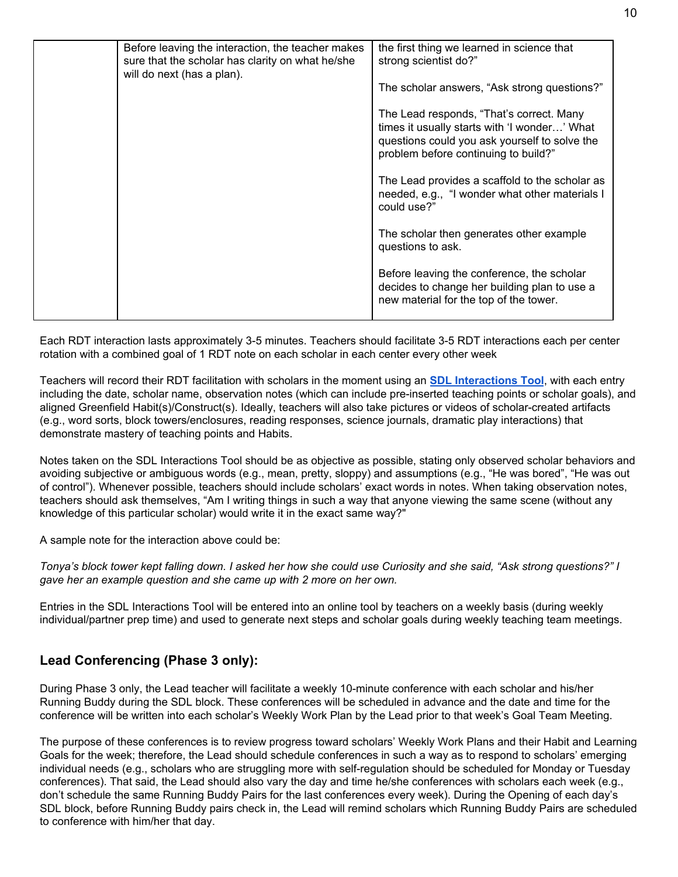| | | |
|---|---|---|
| | Before leaving the interaction, the teacher makes sure that the scholar has clarity on what he/she will do next (has a plan). | the first thing we learned in science that strong scientist do?"<br><br>The scholar answers, "Ask strong questions?"<br><br>The Lead responds, "That's correct. Many times it usually starts with 'I wonder…' What questions could you ask yourself to solve the problem before continuing to build?"<br><br>The Lead provides a scaffold to the scholar as needed, e.g., "I wonder what other materials I could use?"<br><br>The scholar then generates other example questions to ask.<br><br>Before leaving the conference, the scholar decides to change her building plan to use a new material for the top of the tower. |

Each RDT interaction lasts approximately 3-5 minutes. Teachers should facilitate 3-5 RDT interactions each per center rotation with a combined goal of 1 RDT note on each scholar in each center every other week

Teachers will record their RDT facilitation with scholars in the moment using an **SDL Interactions Tool**, with each entry including the date, scholar name, observation notes (which can include pre-inserted teaching points or scholar goals), and aligned Greenfield Habit(s)/Construct(s). Ideally, teachers will also take pictures or videos of scholar-created artifacts (e.g., word sorts, block towers/enclosures, reading responses, science journals, dramatic play interactions) that demonstrate mastery of teaching points and Habits.

Notes taken on the SDL Interactions Tool should be as objective as possible, stating only observed scholar behaviors and avoiding subjective or ambiguous words (e.g., mean, pretty, sloppy) and assumptions (e.g., "He was bored", "He was out of control"). Whenever possible, teachers should include scholars' exact words in notes. When taking observation notes, teachers should ask themselves, "Am I writing things in such a way that anyone viewing the same scene (without any knowledge of this particular scholar) would write it in the exact same way?"

A sample note for the interaction above could be:

*Tonya's block tower kept falling down. I asked her how she could use Curiosity and she said, "Ask strong questions?" I gave her an example question and she came up with 2 more on her own.*

Entries in the SDL Interactions Tool will be entered into an online tool by teachers on a weekly basis (during weekly individual/partner prep time) and used to generate next steps and scholar goals during weekly teaching team meetings.

## Lead Conferencing (Phase 3 only):

During Phase 3 only, the Lead teacher will facilitate a weekly 10-minute conference with each scholar and his/her Running Buddy during the SDL block. These conferences will be scheduled in advance and the date and time for the conference will be written into each scholar's Weekly Work Plan by the Lead prior to that week's Goal Team Meeting.

The purpose of these conferences is to review progress toward scholars' Weekly Work Plans and their Habit and Learning Goals for the week; therefore, the Lead should schedule conferences in such a way as to respond to scholars' emerging individual needs (e.g., scholars who are struggling more with self-regulation should be scheduled for Monday or Tuesday conferences). That said, the Lead should also vary the day and time he/she conferences with scholars each week (e.g., don't schedule the same Running Buddy Pairs for the last conferences every week). During the Opening of each day's SDL block, before Running Buddy pairs check in, the Lead will remind scholars which Running Buddy Pairs are scheduled to conference with him/her that day.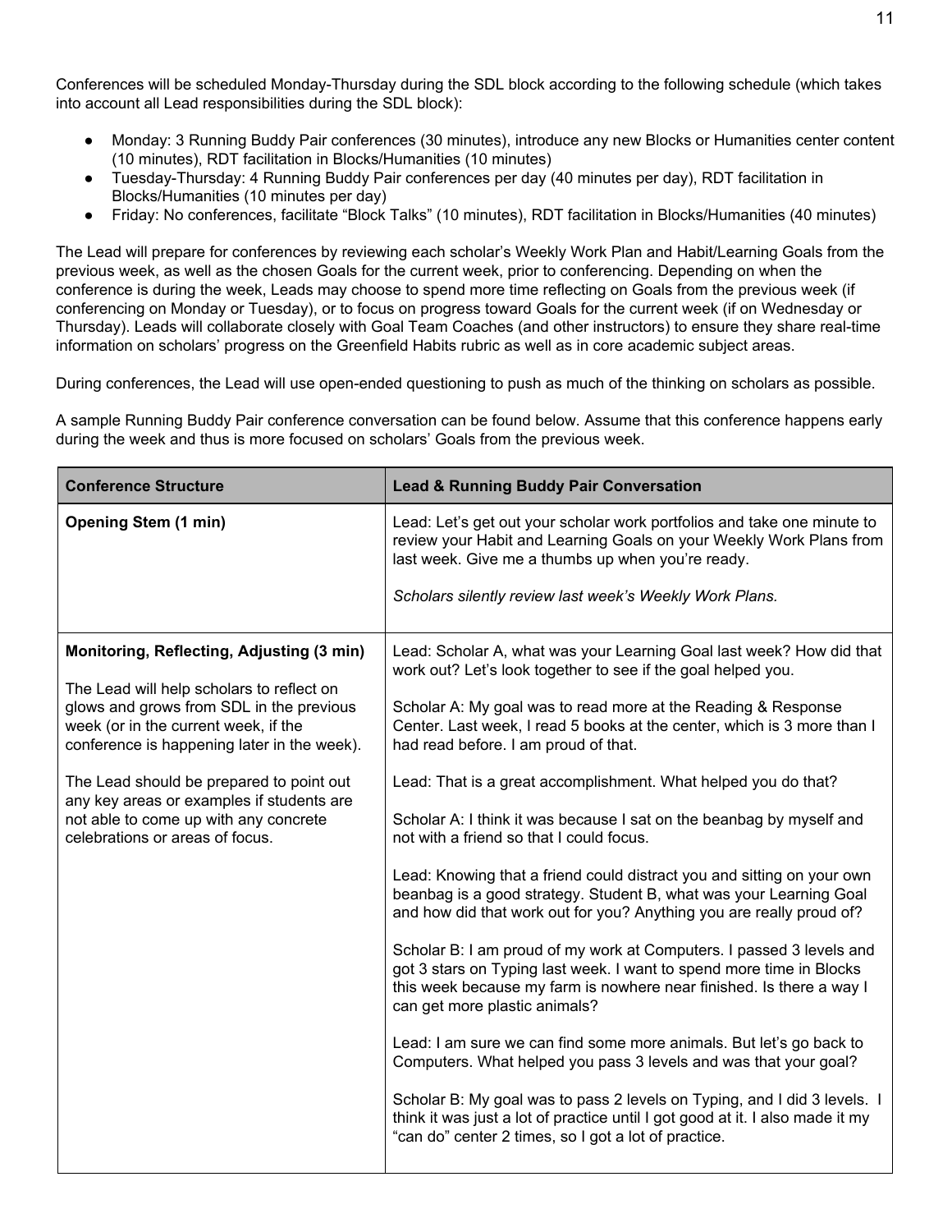Conferences will be scheduled Monday-Thursday during the SDL block according to the following schedule (which takes into account all Lead responsibilities during the SDL block):

- Monday: 3 Running Buddy Pair conferences (30 minutes), introduce any new Blocks or Humanities center content (10 minutes), RDT facilitation in Blocks/Humanities (10 minutes)
- Tuesday-Thursday: 4 Running Buddy Pair conferences per day (40 minutes per day), RDT facilitation in Blocks/Humanities (10 minutes per day)
- Friday: No conferences, facilitate "Block Talks" (10 minutes), RDT facilitation in Blocks/Humanities (40 minutes)

The Lead will prepare for conferences by reviewing each scholar's Weekly Work Plan and Habit/Learning Goals from the previous week, as well as the chosen Goals for the current week, prior to conferencing. Depending on when the conference is during the week, Leads may choose to spend more time reflecting on Goals from the previous week (if conferencing on Monday or Tuesday), or to focus on progress toward Goals for the current week (if on Wednesday or Thursday). Leads will collaborate closely with Goal Team Coaches (and other instructors) to ensure they share real-time information on scholars' progress on the Greenfield Habits rubric as well as in core academic subject areas.

During conferences, the Lead will use open-ended questioning to push as much of the thinking on scholars as possible.

A sample Running Buddy Pair conference conversation can be found below. Assume that this conference happens early during the week and thus is more focused on scholars' Goals from the previous week.

| **Conference Structure** | **Lead & Running Buddy Pair Conversation** |
|---|---|
| **Opening Stem (1 min)** | Lead: Let's get out your scholar work portfolios and take one minute to review your Habit and Learning Goals on your Weekly Work Plans from last week. Give me a thumbs up when you're ready.<br><br>*Scholars silently review last week's Weekly Work Plans.* |
| **Monitoring, Reflecting, Adjusting (3 min)**<br><br>The Lead will help scholars to reflect on glows and grows from SDL in the previous week (or in the current week, if the conference is happening later in the week).<br><br>The Lead should be prepared to point out any key areas or examples if students are not able to come up with any concrete celebrations or areas of focus. | Lead: Scholar A, what was your Learning Goal last week? How did that work out? Let's look together to see if the goal helped you.<br><br>Scholar A: My goal was to read more at the Reading & Response Center. Last week, I read 5 books at the center, which is 3 more than I had read before. I am proud of that.<br><br>Lead: That is a great accomplishment. What helped you do that?<br><br>Scholar A: I think it was because I sat on the beanbag by myself and not with a friend so that I could focus.<br><br>Lead: Knowing that a friend could distract you and sitting on your own beanbag is a good strategy. Student B, what was your Learning Goal and how did that work out for you? Anything you are really proud of?<br><br>Scholar B: I am proud of my work at Computers. I passed 3 levels and got 3 stars on Typing last week. I want to spend more time in Blocks this week because my farm is nowhere near finished. Is there a way I can get more plastic animals?<br><br>Lead: I am sure we can find some more animals. But let's go back to Computers. What helped you pass 3 levels and was that your goal?<br><br>Scholar B: My goal was to pass 2 levels on Typing, and I did 3 levels. I think it was just a lot of practice until I got good at it. I also made it my "can do" center 2 times, so I got a lot of practice. |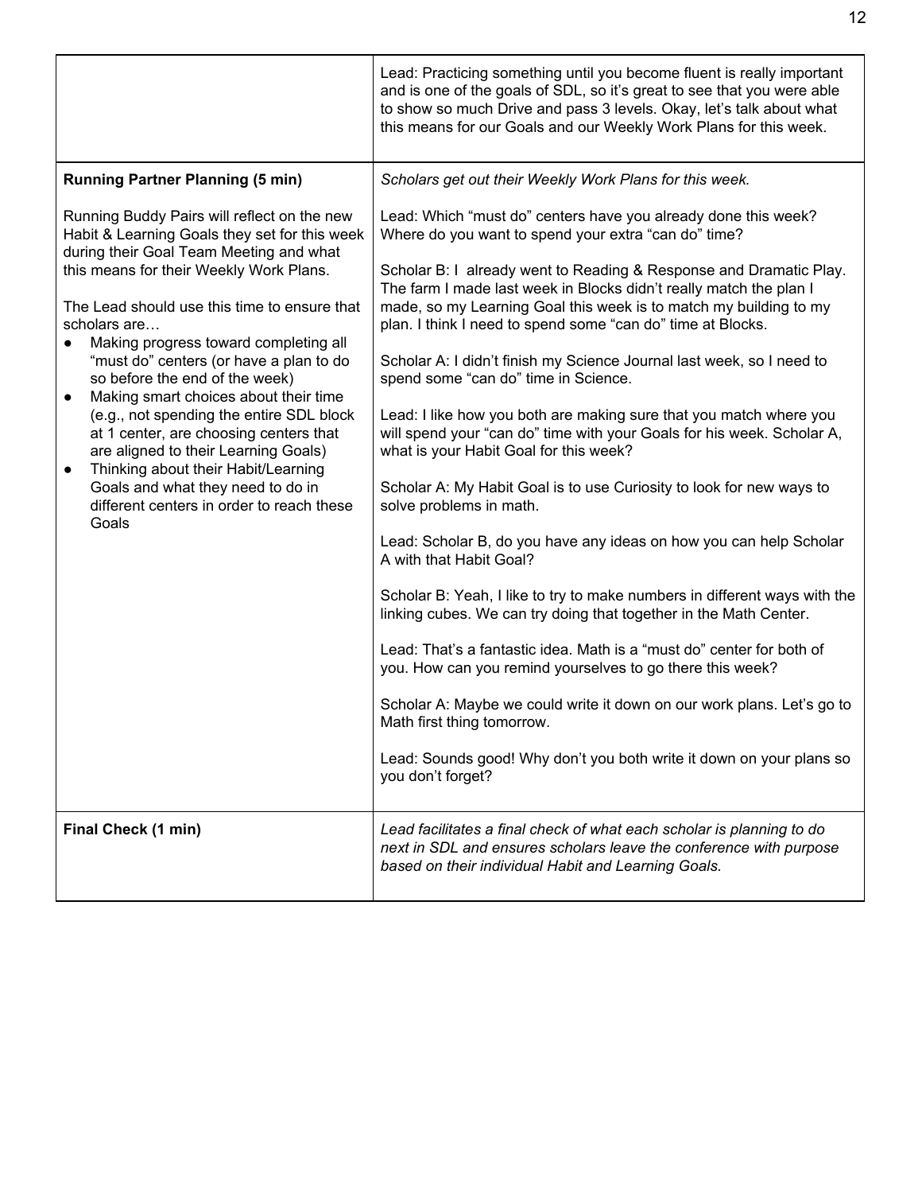| | |
|---|---|
| | Lead: Practicing something until you become fluent is really important and is one of the goals of SDL, so it's great to see that you were able to show so much Drive and pass 3 levels. Okay, let's talk about what this means for our Goals and our Weekly Work Plans for this week. |
| **Running Partner Planning (5 min)**<br><br>Running Buddy Pairs will reflect on the new Habit & Learning Goals they set for this week during their Goal Team Meeting and what this means for their Weekly Work Plans.<br><br>The Lead should use this time to ensure that scholars are…<br>● Making progress toward completing all "must do" centers (or have a plan to do so before the end of the week)<br>● Making smart choices about their time (e.g., not spending the entire SDL block at 1 center, are choosing centers that are aligned to their Learning Goals)<br>● Thinking about their Habit/Learning Goals and what they need to do in different centers in order to reach these Goals | *Scholars get out their Weekly Work Plans for this week.*<br><br>Lead: Which "must do" centers have you already done this week? Where do you want to spend your extra "can do" time?<br><br>Scholar B: I already went to Reading & Response and Dramatic Play. The farm I made last week in Blocks didn't really match the plan I made, so my Learning Goal this week is to match my building to my plan. I think I need to spend some "can do" time at Blocks.<br><br>Scholar A: I didn't finish my Science Journal last week, so I need to spend some "can do" time in Science.<br><br>Lead: I like how you both are making sure that you match where you will spend your "can do" time with your Goals for his week. Scholar A, what is your Habit Goal for this week?<br><br>Scholar A: My Habit Goal is to use Curiosity to look for new ways to solve problems in math.<br><br>Lead: Scholar B, do you have any ideas on how you can help Scholar A with that Habit Goal?<br><br>Scholar B: Yeah, I like to try to make numbers in different ways with the linking cubes. We can try doing that together in the Math Center.<br><br>Lead: That's a fantastic idea. Math is a "must do" center for both of you. How can you remind yourselves to go there this week?<br><br>Scholar A: Maybe we could write it down on our work plans. Let's go to Math first thing tomorrow.<br><br>Lead: Sounds good! Why don't you both write it down on your plans so you don't forget? |
| **Final Check (1 min)** | *Lead facilitates a final check of what each scholar is planning to do next in SDL and ensures scholars leave the conference with purpose based on their individual Habit and Learning Goals.* |